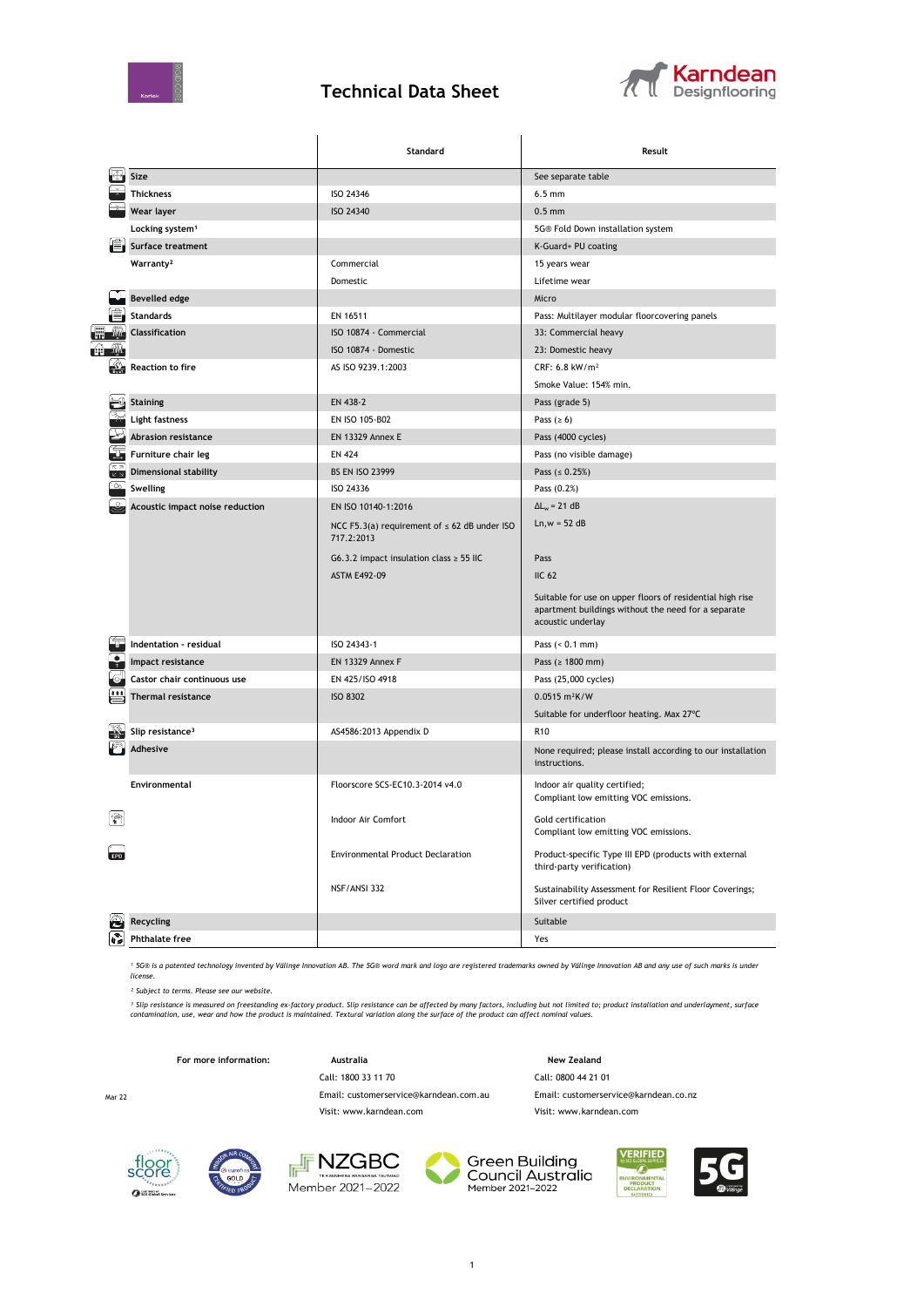# Technical Data Sheet

| | Standard | Result |
|---|---|---|
| **Size** | | See separate table |
| **Thickness** | ISO 24346 | 6.5 mm |
| **Wear layer** | ISO 24340 | 0.5 mm |
| **Locking system[1]** | | 5G® Fold Down installation system |
| **Surface treatment** | | K-Guard+ PU coating |
| **Warranty[2]** | Commercial | 15 years wear |
| | Domestic | Lifetime wear |
| **Bevelled edge** | | Micro |
| **Standards** | EN 16511 | Pass: Multilayer modular floorcovering panels |
| **Classification** | ISO 10874 - Commercial | 33: Commercial heavy |
| | ISO 10874 - Domestic | 23: Domestic heavy |
| **Reaction to fire** | AS ISO 9239.1:2003 | CRF: 6.8 kW/m² |
| | | Smoke Value: 154% min. |
| **Staining** | EN 438-2 | Pass (grade 5) |
| **Light fastness** | EN ISO 105-B02 | Pass (≥ 6) |
| **Abrasion resistance** | EN 13329 Annex E | Pass (4000 cycles) |
| **Furniture chair leg** | EN 424 | Pass (no visible damage) |
| **Dimensional stability** | BS EN ISO 23999 | Pass (≤ 0.25%) |
| **Swelling** | ISO 24336 | Pass (0.2%) |
| **Acoustic impact noise reduction** | EN ISO 10140-1:2016 | $\Delta L_w$ = 21 dB |
| | NCC F5.3(a) requirement of ≤ 62 dB under ISO 717.2:2013 | Ln,w = 52 dB |
| | G6.3.2 impact insulation class ≥ 55 IIC | Pass |
| | ASTM E492-09 | IIC 62 |
| | | Suitable for use on upper floors of residential high rise apartment buildings without the need for a separate acoustic underlay |
| **Indentation - residual** | ISO 24343-1 | Pass (< 0.1 mm) |
| **Impact resistance** | EN 13329 Annex F | Pass (≥ 1800 mm) |
| **Castor chair continuous use** | EN 425/ISO 4918 | Pass (25,000 cycles) |
| **Thermal resistance** | ISO 8302 | 0.0515 m²K/W |
| | | Suitable for underfloor heating. Max 27°C |
| **Slip resistance[3]** | AS4586:2013 Appendix D | R10 |
| **Adhesive** | | None required; please install according to our installation instructions. |
| **Environmental** | Floorscore SCS-EC10.3-2014 v4.0 | Indoor air quality certified; Compliant low emitting VOC emissions. |
| | Indoor Air Comfort | Gold certification Compliant low emitting VOC emissions. |
| | Environmental Product Declaration | Product-specific Type III EPD (products with external third-party verification) |
| | NSF/ANSI 332 | Sustainability Assessment for Resilient Floor Coverings; Silver certified product |
| **Recycling** | | Suitable |
| **Phthalate free** | | Yes |

*[1] 5G® is a patented technology invented by Välinge Innovation AB. The 5G® word mark and logo are registered trademarks owned by Välinge Innovation AB and any use of such marks is under license.*

*[2] Subject to terms. Please see our website.*

*[3] Slip resistance is measured on freestanding ex-factory product. Slip resistance can be affected by many factors, including but not limited to; product installation and underlayment, surface contamination, use, wear and how the product is maintained. Textural variation along the surface of the product can affect nominal values.*

| For more information: | Australia | New Zealand |
|---|---|---|
| | Call: 1800 33 11 70 | Call: 0800 44 21 01 |
| | Email: customerservice@karndean.com.au | Email: customerservice@karndean.co.nz |
| | Visit: www.karndean.com | Visit: www.karndean.com |

Mar 22

NZGBC Member 2021–2022

Green Building Council Australia Member 2021–2022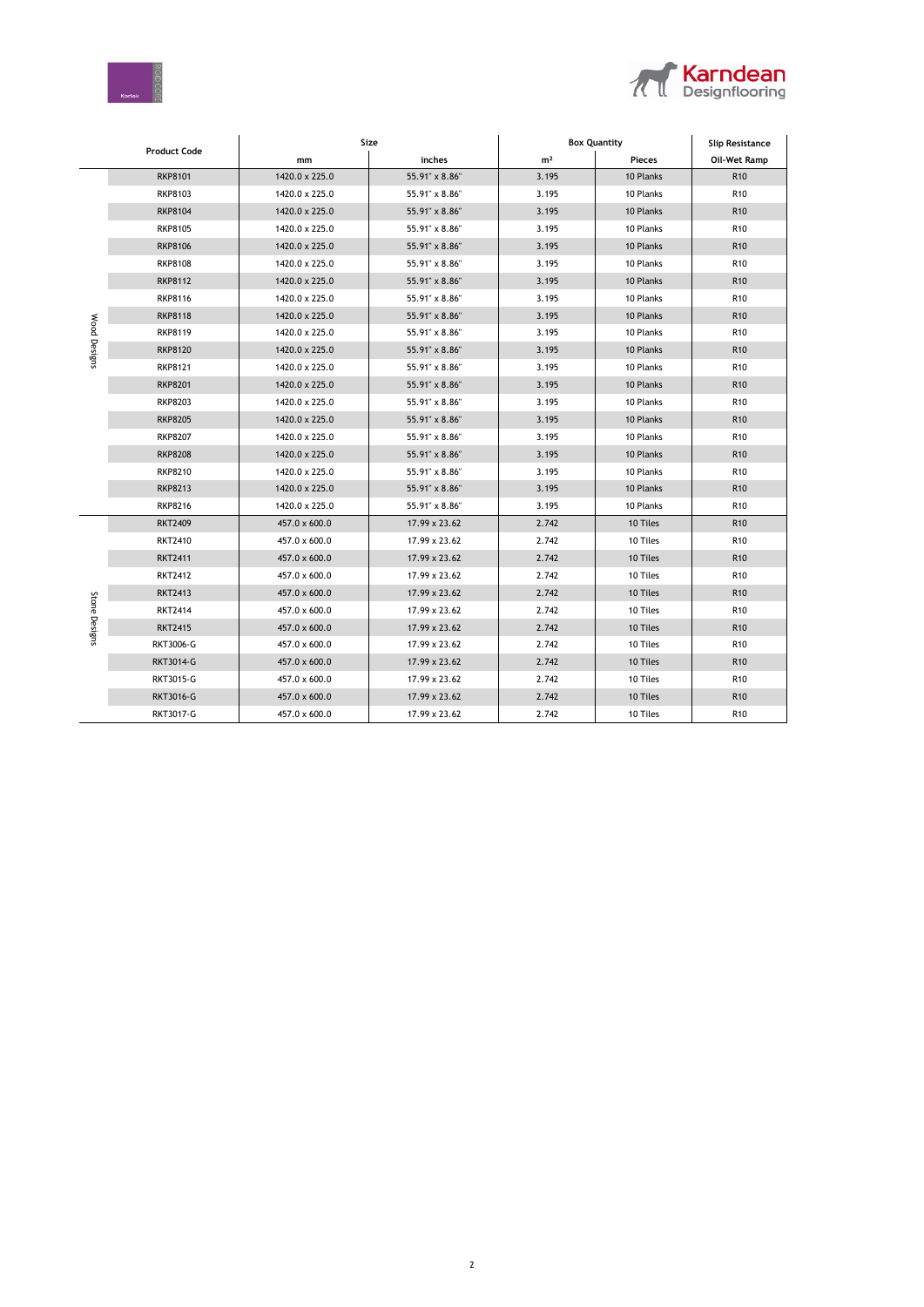| | Product Code | Size | | Box Quantity | | Slip Resistance |
|---|---|---|---|---|---|---|
| | | mm | inches | m² | Pieces | Oil-Wet Ramp |
| Wood Designs | RKP8101 | 1420.0 x 225.0 | 55.91" x 8.86" | 3.195 | 10 Planks | R10 |
| | RKP8103 | 1420.0 x 225.0 | 55.91" x 8.86" | 3.195 | 10 Planks | R10 |
| | RKP8104 | 1420.0 x 225.0 | 55.91" x 8.86" | 3.195 | 10 Planks | R10 |
| | RKP8105 | 1420.0 x 225.0 | 55.91" x 8.86" | 3.195 | 10 Planks | R10 |
| | RKP8106 | 1420.0 x 225.0 | 55.91" x 8.86" | 3.195 | 10 Planks | R10 |
| | RKP8108 | 1420.0 x 225.0 | 55.91" x 8.86" | 3.195 | 10 Planks | R10 |
| | RKP8112 | 1420.0 x 225.0 | 55.91" x 8.86" | 3.195 | 10 Planks | R10 |
| | RKP8116 | 1420.0 x 225.0 | 55.91" x 8.86" | 3.195 | 10 Planks | R10 |
| | RKP8118 | 1420.0 x 225.0 | 55.91" x 8.86" | 3.195 | 10 Planks | R10 |
| | RKP8119 | 1420.0 x 225.0 | 55.91" x 8.86" | 3.195 | 10 Planks | R10 |
| | RKP8120 | 1420.0 x 225.0 | 55.91" x 8.86" | 3.195 | 10 Planks | R10 |
| | RKP8121 | 1420.0 x 225.0 | 55.91" x 8.86" | 3.195 | 10 Planks | R10 |
| | RKP8201 | 1420.0 x 225.0 | 55.91" x 8.86" | 3.195 | 10 Planks | R10 |
| | RKP8203 | 1420.0 x 225.0 | 55.91" x 8.86" | 3.195 | 10 Planks | R10 |
| | RKP8205 | 1420.0 x 225.0 | 55.91" x 8.86" | 3.195 | 10 Planks | R10 |
| | RKP8207 | 1420.0 x 225.0 | 55.91" x 8.86" | 3.195 | 10 Planks | R10 |
| | RKP8208 | 1420.0 x 225.0 | 55.91" x 8.86" | 3.195 | 10 Planks | R10 |
| | RKP8210 | 1420.0 x 225.0 | 55.91" x 8.86" | 3.195 | 10 Planks | R10 |
| | RKP8213 | 1420.0 x 225.0 | 55.91" x 8.86" | 3.195 | 10 Planks | R10 |
| | RKP8216 | 1420.0 x 225.0 | 55.91" x 8.86" | 3.195 | 10 Planks | R10 |
| Stone Designs | RKT2409 | 457.0 x 600.0 | 17.99 x 23.62 | 2.742 | 10 Tiles | R10 |
| | RKT2410 | 457.0 x 600.0 | 17.99 x 23.62 | 2.742 | 10 Tiles | R10 |
| | RKT2411 | 457.0 x 600.0 | 17.99 x 23.62 | 2.742 | 10 Tiles | R10 |
| | RKT2412 | 457.0 x 600.0 | 17.99 x 23.62 | 2.742 | 10 Tiles | R10 |
| | RKT2413 | 457.0 x 600.0 | 17.99 x 23.62 | 2.742 | 10 Tiles | R10 |
| | RKT2414 | 457.0 x 600.0 | 17.99 x 23.62 | 2.742 | 10 Tiles | R10 |
| | RKT2415 | 457.0 x 600.0 | 17.99 x 23.62 | 2.742 | 10 Tiles | R10 |
| | RKT3006-G | 457.0 x 600.0 | 17.99 x 23.62 | 2.742 | 10 Tiles | R10 |
| | RKT3014-G | 457.0 x 600.0 | 17.99 x 23.62 | 2.742 | 10 Tiles | R10 |
| | RKT3015-G | 457.0 x 600.0 | 17.99 x 23.62 | 2.742 | 10 Tiles | R10 |
| | RKT3016-G | 457.0 x 600.0 | 17.99 x 23.62 | 2.742 | 10 Tiles | R10 |
| | RKT3017-G | 457.0 x 600.0 | 17.99 x 23.62 | 2.742 | 10 Tiles | R10 |